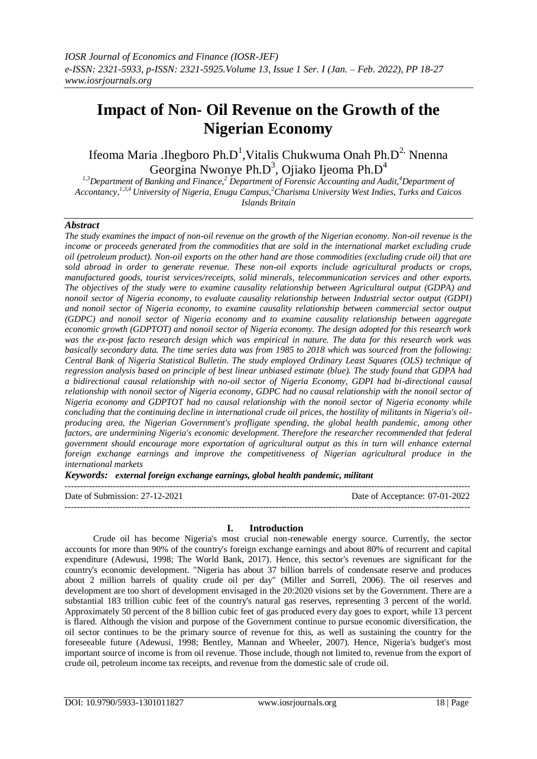*IOSR Journal of Economics and Finance (IOSR-JEF)*
*e-ISSN: 2321-5933, p-ISSN: 2321-5925.Volume 13, Issue 1 Ser. I (Jan. – Feb. 2022), PP 18-27*
*www.iosrjournals.org*

# Impact of Non- Oil Revenue on the Growth of the Nigerian Economy

Ifeoma Maria .Ihegboro Ph.D[1], Vitalis Chukwuma Onah Ph.D[2], Nnenna Georgina Nwonye Ph.D[3], Ojiako Ijeoma Ph.D[4]

[1,3]Department of Banking and Finance,[2] Department of Forensic Accounting and Audit,[4]Department of Accontancy,[1,3,4] University of Nigeria, Enugu Campus,[2]Charisma University West Indies, Turks and Caicos Islands Britain

## *Abstract*

*The study examines the impact of non-oil revenue on the growth of the Nigerian economy. Non-oil revenue is the income or proceeds generated from the commodities that are sold in the international market excluding crude oil (petroleum product). Non-oil exports on the other hand are those commodities (excluding crude oil) that are sold abroad in order to generate revenue. These non-oil exports include agricultural products or crops, manufactured goods, tourist services/receipts, solid minerals, telecommunication services and other exports. The objectives of the study were to examine causality relationship between Agricultural output (GDPA) and nonoil sector of Nigeria economy, to evaluate causality relationship between Industrial sector output (GDPI) and nonoil sector of Nigeria economy, to examine causality relationship between commercial sector output (GDPC) and nonoil sector of Nigeria economy and to examine causality relationship between aggregate economic growth (GDPTOT) and nonoil sector of Nigeria economy. The design adopted for this research work was the ex-post facto research design which was empirical in nature. The data for this research work was basically secondary data. The time series data was from 1985 to 2018 which was sourced from the following: Central Bank of Nigeria Statistical Bulletin. The study employed Ordinary Least Squares (OLS) technique of regression analysis based on principle of best linear unbiased estimate (blue). The study found that GDPA had a bidirectional causal relationship with no-oil sector of Nigeria Economy, GDPI had bi-directional causal relationship with nonoil sector of Nigeria economy, GDPC had no causal relationship with the nonoil sector of Nigeria economy and GDPTOT had no causal relationship with the nonoil sector of Nigeria economy while concluding that the continuing decline in international crude oil prices, the hostility of militants in Nigeria's oil-producing area, the Nigerian Government's profligate spending, the global health pandemic, among other factors, are undermining Nigeria's economic development. Therefore the researcher recommended that federal government should encourage more exportation of agricultural output as this in turn will enhance external foreign exchange earnings and improve the competitiveness of Nigerian agricultural produce in the international markets*

***Keywords:*** ***external foreign exchange earnings, global health pandemic, militant***

---

Date of Submission: 27-12-2021 | Date of Acceptance: 07-01-2022

---

## I. Introduction

Crude oil has become Nigeria's most crucial non-renewable energy source. Currently, the sector accounts for more than 90% of the country's foreign exchange earnings and about 80% of recurrent and capital expenditure (Adewusi, 1998; The World Bank, 2017). Hence, this sector's revenues are significant for the country's economic development. "Nigeria has about 37 billion barrels of condensate reserve and produces about 2 million barrels of quality crude oil per day" (Miller and Sorrell, 2006). The oil reserves and development are too short of development envisaged in the 20:2020 visions set by the Government. There are a substantial 183 trillion cubic feet of the country's natural gas reserves, representing 3 percent of the world. Approximately 50 percent of the 8 billion cubic feet of gas produced every day goes to export, while 13 percent is flared. Although the vision and purpose of the Government continue to pursue economic diversification, the oil sector continues to be the primary source of revenue for this, as well as sustaining the country for the foreseeable future (Adewusi, 1998; Bentley, Mannan and Wheeler, 2007). Hence, Nigeria's budget's most important source of income is from oil revenue. Those include, though not limited to, revenue from the export of crude oil, petroleum income tax receipts, and revenue from the domestic sale of crude oil.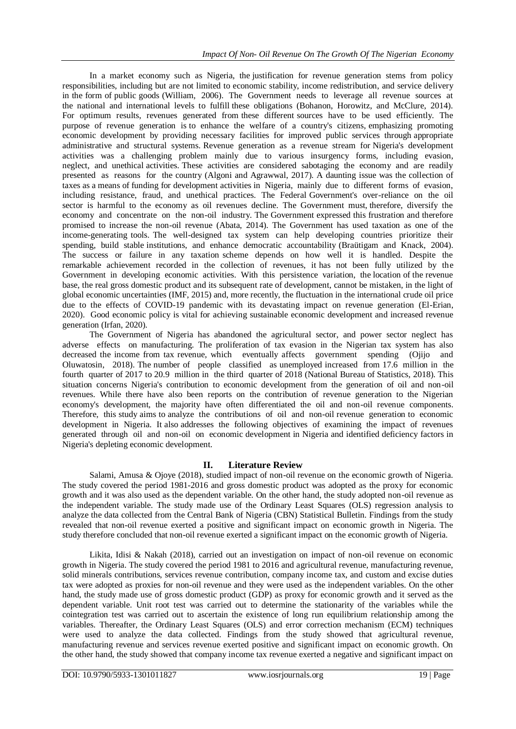In a market economy such as Nigeria, the justification for revenue generation stems from policy responsibilities, including but are not limited to economic stability, income redistribution, and service delivery in the form of public goods (William, 2006). The Government needs to leverage all revenue sources at the national and international levels to fulfill these obligations (Bohanon, Horowitz, and McClure, 2014). For optimum results, revenues generated from these different sources have to be used efficiently. The purpose of revenue generation is to enhance the welfare of a country's citizens, emphasizing promoting economic development by providing necessary facilities for improved public services through appropriate administrative and structural systems. Revenue generation as a revenue stream for Nigeria's development activities was a challenging problem mainly due to various insurgency forms, including evasion, neglect, and unethical activities. These activities are considered sabotaging the economy and are readily presented as reasons for the country (Algoni and Agrawwal, 2017). A daunting issue was the collection of taxes as a means of funding for development activities in Nigeria, mainly due to different forms of evasion, including resistance, fraud, and unethical practices. The Federal Government's over-reliance on the oil sector is harmful to the economy as oil revenues decline. The Government must, therefore, diversify the economy and concentrate on the non-oil industry. The Government expressed this frustration and therefore promised to increase the non-oil revenue (Abata, 2014). The Government has used taxation as one of the income-generating tools. The well-designed tax system can help developing countries prioritize their spending, build stable institutions, and enhance democratic accountability (Braütigam and Knack, 2004). The success or failure in any taxation scheme depends on how well it is handled. Despite the remarkable achievement recorded in the collection of revenues, it has not been fully utilized by the Government in developing economic activities. With this persistence variation, the location of the revenue base, the real gross domestic product and its subsequent rate of development, cannot be mistaken, in the light of global economic uncertainties (IMF, 2015) and, more recently, the fluctuation in the international crude oil price due to the effects of COVID-19 pandemic with its devastating impact on revenue generation (El-Erian, 2020). Good economic policy is vital for achieving sustainable economic development and increased revenue generation (Irfan, 2020).

The Government of Nigeria has abandoned the agricultural sector, and power sector neglect has adverse effects on manufacturing. The proliferation of tax evasion in the Nigerian tax system has also decreased the income from tax revenue, which eventually affects government spending (Ojijo and Oluwatosin, 2018). The number of people classified as unemployed increased from 17.6 million in the fourth quarter of 2017 to 20.9 million in the third quarter of 2018 (National Bureau of Statistics, 2018). This situation concerns Nigeria's contribution to economic development from the generation of oil and non-oil revenues. While there have also been reports on the contribution of revenue generation to the Nigerian economy's development, the majority have often differentiated the oil and non-oil revenue components. Therefore, this study aims to analyze the contributions of oil and non-oil revenue generation to economic development in Nigeria. It also addresses the following objectives of examining the impact of revenues generated through oil and non-oil on economic development in Nigeria and identified deficiency factors in Nigeria's depleting economic development.

## II. Literature Review

Salami, Amusa & Ojoye (2018), studied impact of non-oil revenue on the economic growth of Nigeria. The study covered the period 1981-2016 and gross domestic product was adopted as the proxy for economic growth and it was also used as the dependent variable. On the other hand, the study adopted non-oil revenue as the independent variable. The study made use of the Ordinary Least Squares (OLS) regression analysis to analyze the data collected from the Central Bank of Nigeria (CBN) Statistical Bulletin. Findings from the study revealed that non-oil revenue exerted a positive and significant impact on economic growth in Nigeria. The study therefore concluded that non-oil revenue exerted a significant impact on the economic growth of Nigeria.

Likita, Idisi & Nakah (2018), carried out an investigation on impact of non-oil revenue on economic growth in Nigeria. The study covered the period 1981 to 2016 and agricultural revenue, manufacturing revenue, solid minerals contributions, services revenue contribution, company income tax, and custom and excise duties tax were adopted as proxies for non-oil revenue and they were used as the independent variables. On the other hand, the study made use of gross domestic product (GDP) as proxy for economic growth and it served as the dependent variable. Unit root test was carried out to determine the stationarity of the variables while the cointegration test was carried out to ascertain the existence of long run equilibrium relationship among the variables. Thereafter, the Ordinary Least Squares (OLS) and error correction mechanism (ECM) techniques were used to analyze the data collected. Findings from the study showed that agricultural revenue, manufacturing revenue and services revenue exerted positive and significant impact on economic growth. On the other hand, the study showed that company income tax revenue exerted a negative and significant impact on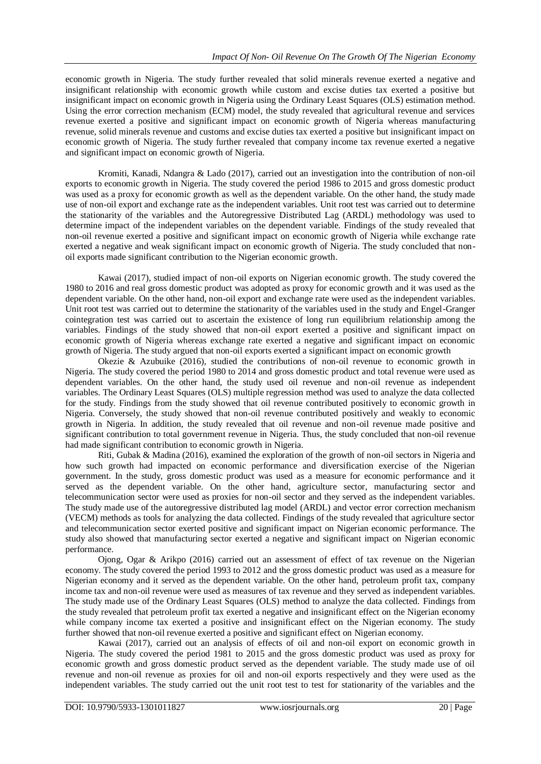economic growth in Nigeria. The study further revealed that solid minerals revenue exerted a negative and insignificant relationship with economic growth while custom and excise duties tax exerted a positive but insignificant impact on economic growth in Nigeria using the Ordinary Least Squares (OLS) estimation method. Using the error correction mechanism (ECM) model, the study revealed that agricultural revenue and services revenue exerted a positive and significant impact on economic growth of Nigeria whereas manufacturing revenue, solid minerals revenue and customs and excise duties tax exerted a positive but insignificant impact on economic growth of Nigeria. The study further revealed that company income tax revenue exerted a negative and significant impact on economic growth of Nigeria.

Kromiti, Kanadi, Ndangra & Lado (2017), carried out an investigation into the contribution of non-oil exports to economic growth in Nigeria. The study covered the period 1986 to 2015 and gross domestic product was used as a proxy for economic growth as well as the dependent variable. On the other hand, the study made use of non-oil export and exchange rate as the independent variables. Unit root test was carried out to determine the stationarity of the variables and the Autoregressive Distributed Lag (ARDL) methodology was used to determine impact of the independent variables on the dependent variable. Findings of the study revealed that non-oil revenue exerted a positive and significant impact on economic growth of Nigeria while exchange rate exerted a negative and weak significant impact on economic growth of Nigeria. The study concluded that non-oil exports made significant contribution to the Nigerian economic growth.

Kawai (2017), studied impact of non-oil exports on Nigerian economic growth. The study covered the 1980 to 2016 and real gross domestic product was adopted as proxy for economic growth and it was used as the dependent variable. On the other hand, non-oil export and exchange rate were used as the independent variables. Unit root test was carried out to determine the stationarity of the variables used in the study and Engel-Granger cointegration test was carried out to ascertain the existence of long run equilibrium relationship among the variables. Findings of the study showed that non-oil export exerted a positive and significant impact on economic growth of Nigeria whereas exchange rate exerted a negative and significant impact on economic growth of Nigeria. The study argued that non-oil exports exerted a significant impact on economic growth

Okezie & Azubuike (2016), studied the contributions of non-oil revenue to economic growth in Nigeria. The study covered the period 1980 to 2014 and gross domestic product and total revenue were used as dependent variables. On the other hand, the study used oil revenue and non-oil revenue as independent variables. The Ordinary Least Squares (OLS) multiple regression method was used to analyze the data collected for the study. Findings from the study showed that oil revenue contributed positively to economic growth in Nigeria. Conversely, the study showed that non-oil revenue contributed positively and weakly to economic growth in Nigeria. In addition, the study revealed that oil revenue and non-oil revenue made positive and significant contribution to total government revenue in Nigeria. Thus, the study concluded that non-oil revenue had made significant contribution to economic growth in Nigeria.

Riti, Gubak & Madina (2016), examined the exploration of the growth of non-oil sectors in Nigeria and how such growth had impacted on economic performance and diversification exercise of the Nigerian government. In the study, gross domestic product was used as a measure for economic performance and it served as the dependent variable. On the other hand, agriculture sector, manufacturing sector and telecommunication sector were used as proxies for non-oil sector and they served as the independent variables. The study made use of the autoregressive distributed lag model (ARDL) and vector error correction mechanism (VECM) methods as tools for analyzing the data collected. Findings of the study revealed that agriculture sector and telecommunication sector exerted positive and significant impact on Nigerian economic performance. The study also showed that manufacturing sector exerted a negative and significant impact on Nigerian economic performance.

Ojong, Ogar & Arikpo (2016) carried out an assessment of effect of tax revenue on the Nigerian economy. The study covered the period 1993 to 2012 and the gross domestic product was used as a measure for Nigerian economy and it served as the dependent variable. On the other hand, petroleum profit tax, company income tax and non-oil revenue were used as measures of tax revenue and they served as independent variables. The study made use of the Ordinary Least Squares (OLS) method to analyze the data collected. Findings from the study revealed that petroleum profit tax exerted a negative and insignificant effect on the Nigerian economy while company income tax exerted a positive and insignificant effect on the Nigerian economy. The study further showed that non-oil revenue exerted a positive and significant effect on Nigerian economy.

Kawai (2017), carried out an analysis of effects of oil and non-oil export on economic growth in Nigeria. The study covered the period 1981 to 2015 and the gross domestic product was used as proxy for economic growth and gross domestic product served as the dependent variable. The study made use of oil revenue and non-oil revenue as proxies for oil and non-oil exports respectively and they were used as the independent variables. The study carried out the unit root test to test for stationarity of the variables and the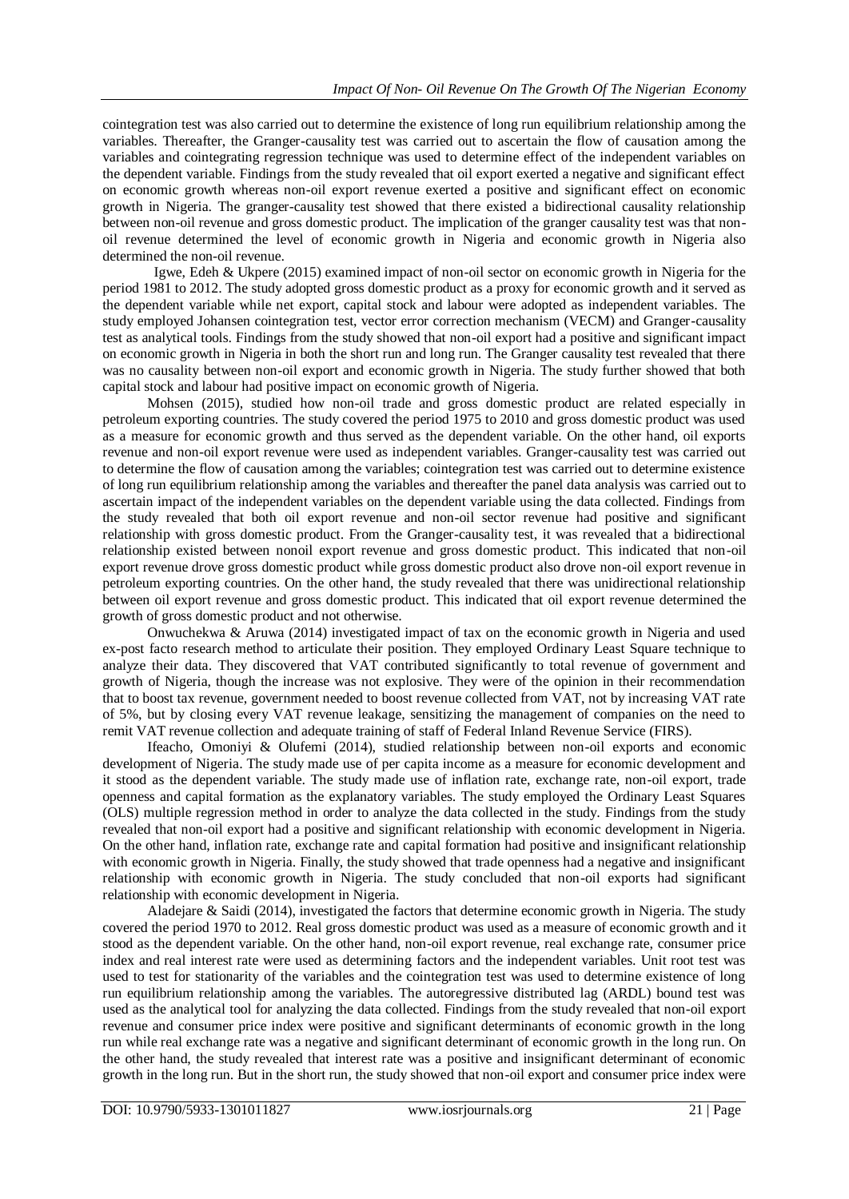cointegration test was also carried out to determine the existence of long run equilibrium relationship among the variables. Thereafter, the Granger-causality test was carried out to ascertain the flow of causation among the variables and cointegrating regression technique was used to determine effect of the independent variables on the dependent variable. Findings from the study revealed that oil export exerted a negative and significant effect on economic growth whereas non-oil export revenue exerted a positive and significant effect on economic growth in Nigeria. The granger-causality test showed that there existed a bidirectional causality relationship between non-oil revenue and gross domestic product. The implication of the granger causality test was that non-oil revenue determined the level of economic growth in Nigeria and economic growth in Nigeria also determined the non-oil revenue.

Igwe, Edeh & Ukpere (2015) examined impact of non-oil sector on economic growth in Nigeria for the period 1981 to 2012. The study adopted gross domestic product as a proxy for economic growth and it served as the dependent variable while net export, capital stock and labour were adopted as independent variables. The study employed Johansen cointegration test, vector error correction mechanism (VECM) and Granger-causality test as analytical tools. Findings from the study showed that non-oil export had a positive and significant impact on economic growth in Nigeria in both the short run and long run. The Granger causality test revealed that there was no causality between non-oil export and economic growth in Nigeria. The study further showed that both capital stock and labour had positive impact on economic growth of Nigeria.

Mohsen (2015), studied how non-oil trade and gross domestic product are related especially in petroleum exporting countries. The study covered the period 1975 to 2010 and gross domestic product was used as a measure for economic growth and thus served as the dependent variable. On the other hand, oil exports revenue and non-oil export revenue were used as independent variables. Granger-causality test was carried out to determine the flow of causation among the variables; cointegration test was carried out to determine existence of long run equilibrium relationship among the variables and thereafter the panel data analysis was carried out to ascertain impact of the independent variables on the dependent variable using the data collected. Findings from the study revealed that both oil export revenue and non-oil sector revenue had positive and significant relationship with gross domestic product. From the Granger-causality test, it was revealed that a bidirectional relationship existed between nonoil export revenue and gross domestic product. This indicated that non-oil export revenue drove gross domestic product while gross domestic product also drove non-oil export revenue in petroleum exporting countries. On the other hand, the study revealed that there was unidirectional relationship between oil export revenue and gross domestic product. This indicated that oil export revenue determined the growth of gross domestic product and not otherwise.

Onwuchekwa & Aruwa (2014) investigated impact of tax on the economic growth in Nigeria and used ex-post facto research method to articulate their position. They employed Ordinary Least Square technique to analyze their data. They discovered that VAT contributed significantly to total revenue of government and growth of Nigeria, though the increase was not explosive. They were of the opinion in their recommendation that to boost tax revenue, government needed to boost revenue collected from VAT, not by increasing VAT rate of 5%, but by closing every VAT revenue leakage, sensitizing the management of companies on the need to remit VAT revenue collection and adequate training of staff of Federal Inland Revenue Service (FIRS).

Ifeacho, Omoniyi & Olufemi (2014), studied relationship between non-oil exports and economic development of Nigeria. The study made use of per capita income as a measure for economic development and it stood as the dependent variable. The study made use of inflation rate, exchange rate, non-oil export, trade openness and capital formation as the explanatory variables. The study employed the Ordinary Least Squares (OLS) multiple regression method in order to analyze the data collected in the study. Findings from the study revealed that non-oil export had a positive and significant relationship with economic development in Nigeria. On the other hand, inflation rate, exchange rate and capital formation had positive and insignificant relationship with economic growth in Nigeria. Finally, the study showed that trade openness had a negative and insignificant relationship with economic growth in Nigeria. The study concluded that non-oil exports had significant relationship with economic development in Nigeria.

Aladejare & Saidi (2014), investigated the factors that determine economic growth in Nigeria. The study covered the period 1970 to 2012. Real gross domestic product was used as a measure of economic growth and it stood as the dependent variable. On the other hand, non-oil export revenue, real exchange rate, consumer price index and real interest rate were used as determining factors and the independent variables. Unit root test was used to test for stationarity of the variables and the cointegration test was used to determine existence of long run equilibrium relationship among the variables. The autoregressive distributed lag (ARDL) bound test was used as the analytical tool for analyzing the data collected. Findings from the study revealed that non-oil export revenue and consumer price index were positive and significant determinants of economic growth in the long run while real exchange rate was a negative and significant determinant of economic growth in the long run. On the other hand, the study revealed that interest rate was a positive and insignificant determinant of economic growth in the long run. But in the short run, the study showed that non-oil export and consumer price index were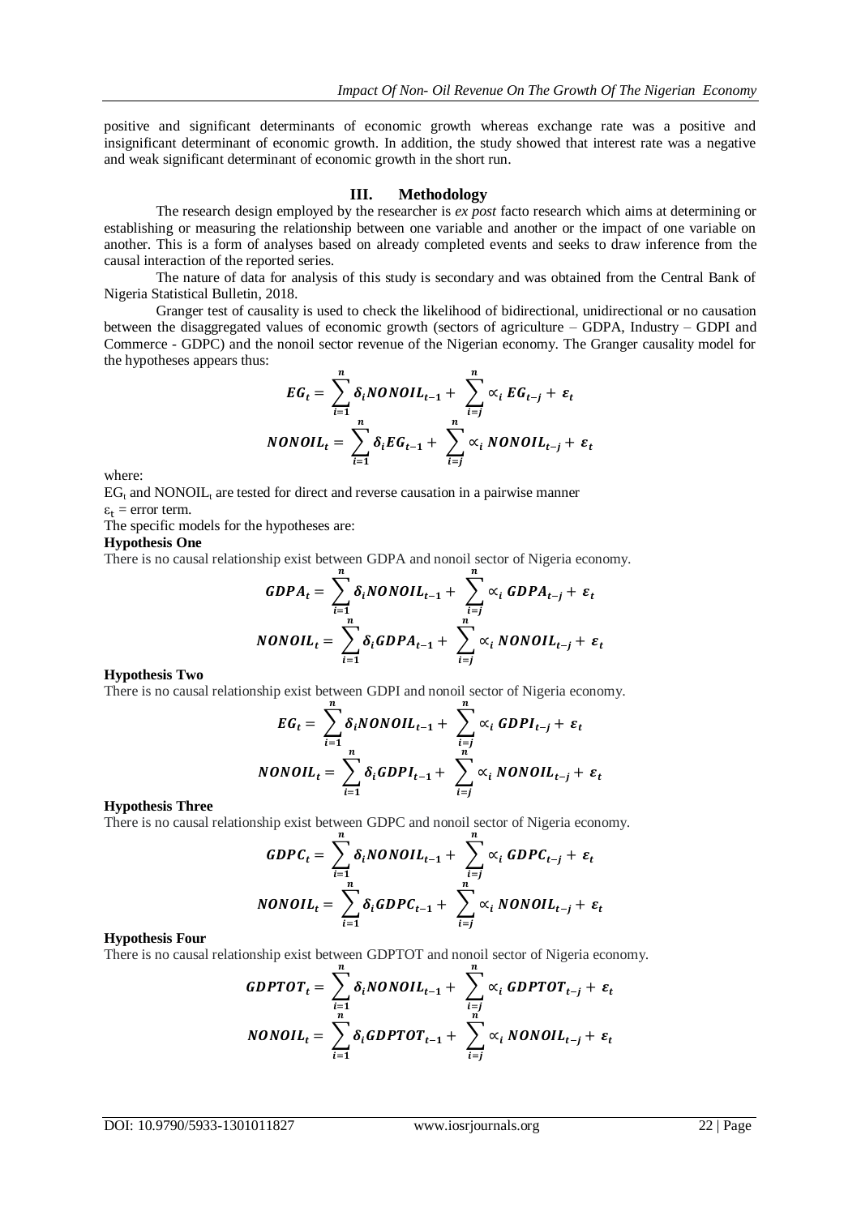positive and significant determinants of economic growth whereas exchange rate was a positive and insignificant determinant of economic growth. In addition, the study showed that interest rate was a negative and weak significant determinant of economic growth in the short run.

## III. Methodology

The research design employed by the researcher is *ex post* facto research which aims at determining or establishing or measuring the relationship between one variable and another or the impact of one variable on another. This is a form of analyses based on already completed events and seeks to draw inference from the causal interaction of the reported series.

The nature of data for analysis of this study is secondary and was obtained from the Central Bank of Nigeria Statistical Bulletin, 2018.

Granger test of causality is used to check the likelihood of bidirectional, unidirectional or no causation between the disaggregated values of economic growth (sectors of agriculture – GDPA, Industry – GDPI and Commerce - GDPC) and the nonoil sector revenue of the Nigerian economy. The Granger causality model for the hypotheses appears thus:

$$EG_t = \sum_{i=1}^{n} \delta_i NONOIL_{t-1} + \sum_{i=j}^{n} \propto_i EG_{t-j} + \varepsilon_t$$

$$NONOIL_t = \sum_{i=1}^{n} \delta_i EG_{t-1} + \sum_{i=j}^{n} \propto_i NONOIL_{t-j} + \varepsilon_t$$

where:

$EG_t$ and $NONOIL_t$ are tested for direct and reverse causation in a pairwise manner

$\varepsilon_t$ = error term.

The specific models for the hypotheses are:

**Hypothesis One**

There is no causal relationship exist between GDPA and nonoil sector of Nigeria economy.

$$GDPA_t = \sum_{i=1}^{n} \delta_i NONOIL_{t-1} + \sum_{i=j}^{n} \propto_i GDPA_{t-j} + \varepsilon_t$$

$$NONOIL_t = \sum_{i=1}^{n} \delta_i GDPA_{t-1} + \sum_{i=j}^{n} \propto_i NONOIL_{t-j} + \varepsilon_t$$

**Hypothesis Two**

There is no causal relationship exist between GDPI and nonoil sector of Nigeria economy.

$$EG_t = \sum_{i=1}^{n} \delta_i NONOIL_{t-1} + \sum_{i=j}^{n} \propto_i GDPI_{t-j} + \varepsilon_t$$

$$NONOIL_t = \sum_{i=1}^{n} \delta_i GDPI_{t-1} + \sum_{i=j}^{n} \propto_i NONOIL_{t-j} + \varepsilon_t$$

**Hypothesis Three**

There is no causal relationship exist between GDPC and nonoil sector of Nigeria economy.

$$GDPC_t = \sum_{i=1}^{n} \delta_i NONOIL_{t-1} + \sum_{i=j}^{n} \propto_i GDPC_{t-j} + \varepsilon_t$$

$$NONOIL_t = \sum_{i=1}^{n} \delta_i GDPC_{t-1} + \sum_{i=j}^{n} \propto_i NONOIL_{t-j} + \varepsilon_t$$

**Hypothesis Four**

There is no causal relationship exist between GDPTOT and nonoil sector of Nigeria economy.

$$GDPTOT_t = \sum_{i=1}^{n} \delta_i NONOIL_{t-1} + \sum_{i=j}^{n} \propto_i GDPTOT_{t-j} + \varepsilon_t$$

$$NONOIL_t = \sum_{i=1}^{n} \delta_i GDPTOT_{t-1} + \sum_{i=j}^{n} \propto_i NONOIL_{t-j} + \varepsilon_t$$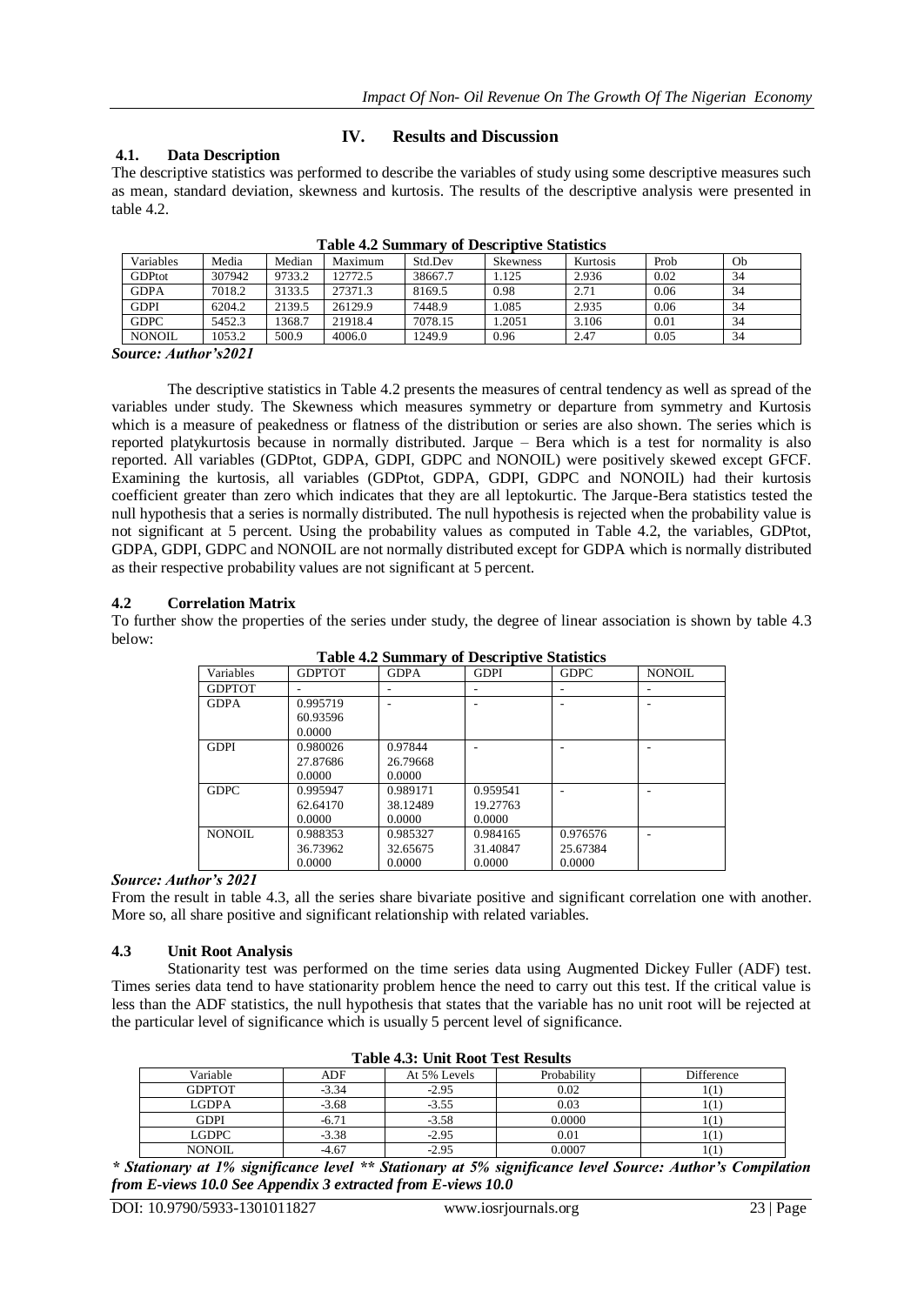## IV. Results and Discussion

### 4.1. Data Description

The descriptive statistics was performed to describe the variables of study using some descriptive measures such as mean, standard deviation, skewness and kurtosis. The results of the descriptive analysis were presented in table 4.2.

**Table 4.2 Summary of Descriptive Statistics**

| Variables | Media | Median | Maximum | Std.Dev | Skewness | Kurtosis | Prob | Ob |
|---|---|---|---|---|---|---|---|---|
| GDPtot | 307942 | 9733.2 | 12772.5 | 38667.7 | 1.125 | 2.936 | 0.02 | 34 |
| GDPA | 7018.2 | 3133.5 | 27371.3 | 8169.5 | 0.98 | 2.71 | 0.06 | 34 |
| GDPI | 6204.2 | 2139.5 | 26129.9 | 7448.9 | 1.085 | 2.935 | 0.06 | 34 |
| GDPC | 5452.3 | 1368.7 | 21918.4 | 7078.15 | 1.2051 | 3.106 | 0.01 | 34 |
| NONOIL | 1053.2 | 500.9 | 4006.0 | 1249.9 | 0.96 | 2.47 | 0.05 | 34 |

***Source: Author's2021***

The descriptive statistics in Table 4.2 presents the measures of central tendency as well as spread of the variables under study. The Skewness which measures symmetry or departure from symmetry and Kurtosis which is a measure of peakedness or flatness of the distribution or series are also shown. The series which is reported platykurtosis because in normally distributed. Jarque – Bera which is a test for normality is also reported. All variables (GDPtot, GDPA, GDPI, GDPC and NONOIL) were positively skewed except GFCF. Examining the kurtosis, all variables (GDPtot, GDPA, GDPI, GDPC and NONOIL) had their kurtosis coefficient greater than zero which indicates that they are all leptokurtic. The Jarque-Bera statistics tested the null hypothesis that a series is normally distributed. The null hypothesis is rejected when the probability value is not significant at 5 percent. Using the probability values as computed in Table 4.2, the variables, GDPtot, GDPA, GDPI, GDPC and NONOIL are not normally distributed except for GDPA which is normally distributed as their respective probability values are not significant at 5 percent.

### 4.2 Correlation Matrix

To further show the properties of the series under study, the degree of linear association is shown by table 4.3 below:

**Table 4.2 Summary of Descriptive Statistics**

| Variables | GDPTOT | GDPA | GDPI | GDPC | NONOIL |
|---|---|---|---|---|---|
| GDPTOT | - | - | - | - | - |
| GDPA | 0.995719<br>60.93596<br>0.0000 | - | - | - | - |
| GDPI | 0.980026<br>27.87686<br>0.0000 | 0.97844<br>26.79668<br>0.0000 | - | - | - |
| GDPC | 0.995947<br>62.64170<br>0.0000 | 0.989171<br>38.12489<br>0.0000 | 0.959541<br>19.27763<br>0.0000 | - | - |
| NONOIL | 0.988353<br>36.73962<br>0.0000 | 0.985327<br>32.65675<br>0.0000 | 0.984165<br>31.40847<br>0.0000 | 0.976576<br>25.67384<br>0.0000 | - |

***Source: Author's 2021***

From the result in table 4.3, all the series share bivariate positive and significant correlation one with another. More so, all share positive and significant relationship with related variables.

### 4.3 Unit Root Analysis

Stationarity test was performed on the time series data using Augmented Dickey Fuller (ADF) test. Times series data tend to have stationarity problem hence the need to carry out this test. If the critical value is less than the ADF statistics, the null hypothesis that states that the variable has no unit root will be rejected at the particular level of significance which is usually 5 percent level of significance.

**Table 4.3: Unit Root Test Results**

| Variable | ADF | At 5% Levels | Probability | Difference |
|---|---|---|---|---|
| GDPTOT | -3.34 | -2.95 | 0.02 | I(1) |
| LGDPA | -3.68 | -3.55 | 0.03 | I(1) |
| GDPI | -6.71 | -3.58 | 0.0000 | I(1) |
| LGDPC | -3.38 | -2.95 | 0.01 | I(1) |
| NONOIL | -4.67 | -2.95 | 0.0007 | I(1) |

***\* Stationary at 1% significance level \*\* Stationary at 5% significance level Source: Author's Compilation from E-views 10.0 See Appendix 3 extracted from E-views 10.0***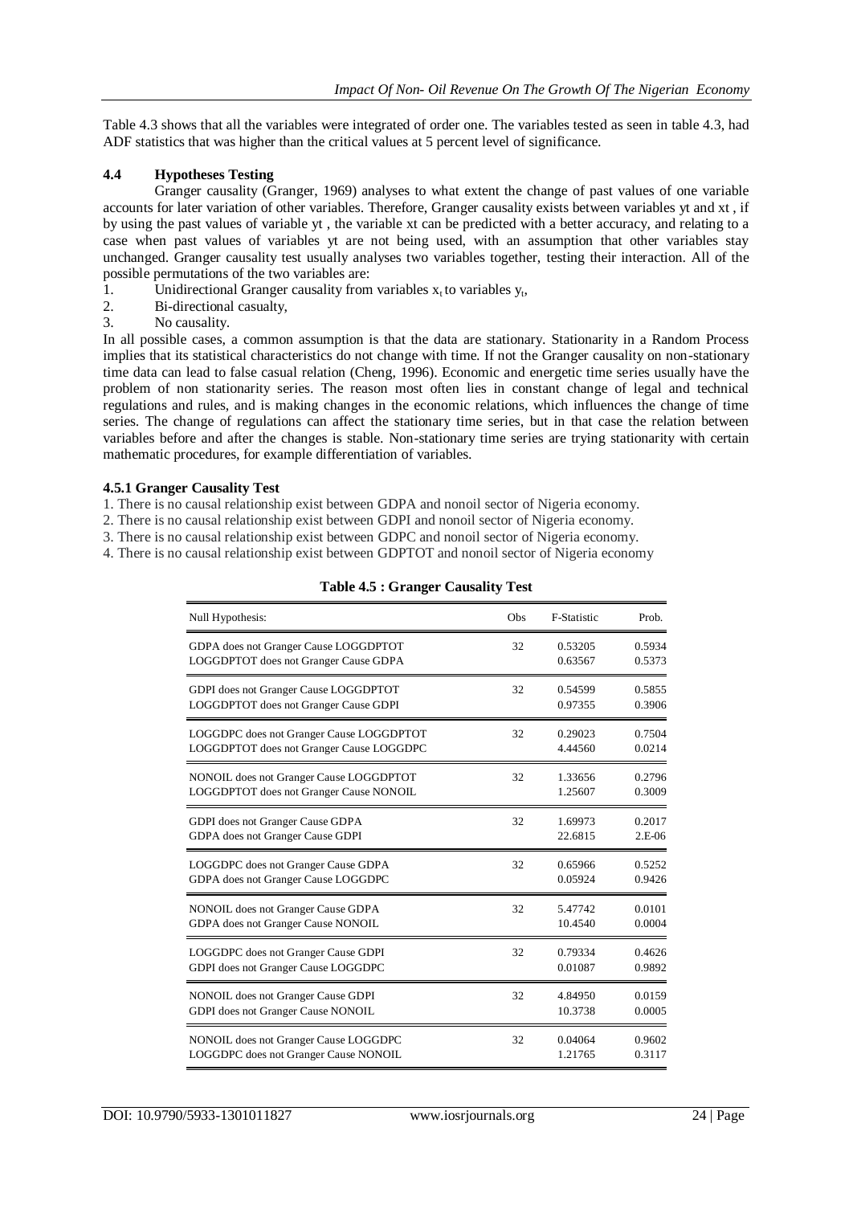Table 4.3 shows that all the variables were integrated of order one. The variables tested as seen in table 4.3, had ADF statistics that was higher than the critical values at 5 percent level of significance.

### 4.4 Hypotheses Testing

Granger causality (Granger, 1969) analyses to what extent the change of past values of one variable accounts for later variation of other variables. Therefore, Granger causality exists between variables yt and xt , if by using the past values of variable yt , the variable xt can be predicted with a better accuracy, and relating to a case when past values of variables yt are not being used, with an assumption that other variables stay unchanged. Granger causality test usually analyses two variables together, testing their interaction. All of the possible permutations of the two variables are:

1. Unidirectional Granger causality from variables $x_t$ to variables $y_t$,
2. Bi-directional casualty,
3. No causality.

In all possible cases, a common assumption is that the data are stationary. Stationarity in a Random Process implies that its statistical characteristics do not change with time. If not the Granger causality on non-stationary time data can lead to false casual relation (Cheng, 1996). Economic and energetic time series usually have the problem of non stationarity series. The reason most often lies in constant change of legal and technical regulations and rules, and is making changes in the economic relations, which influences the change of time series. The change of regulations can affect the stationary time series, but in that case the relation between variables before and after the changes is stable. Non-stationary time series are trying stationarity with certain mathematic procedures, for example differentiation of variables.

#### 4.5.1 Granger Causality Test

1. There is no causal relationship exist between GDPA and nonoil sector of Nigeria economy.
2. There is no causal relationship exist between GDPI and nonoil sector of Nigeria economy.
3. There is no causal relationship exist between GDPC and nonoil sector of Nigeria economy.
4. There is no causal relationship exist between GDPTOT and nonoil sector of Nigeria economy

**Table 4.5 : Granger Causality Test**

| Null Hypothesis: | Obs | F-Statistic | Prob. |
|---|---|---|---|
| GDPA does not Granger Cause LOGGDPTOT | 32 | 0.53205 | 0.5934 |
| LOGGDPTOT does not Granger Cause GDPA | | 0.63567 | 0.5373 |
| GDPI does not Granger Cause LOGGDPTOT | 32 | 0.54599 | 0.5855 |
| LOGGDPTOT does not Granger Cause GDPI | | 0.97355 | 0.3906 |
| LOGGDPC does not Granger Cause LOGGDPTOT | 32 | 0.29023 | 0.7504 |
| LOGGDPTOT does not Granger Cause LOGGDPC | | 4.44560 | 0.0214 |
| NONOIL does not Granger Cause LOGGDPTOT | 32 | 1.33656 | 0.2796 |
| LOGGDPTOT does not Granger Cause NONOIL | | 1.25607 | 0.3009 |
| GDPI does not Granger Cause GDPA | 32 | 1.69973 | 0.2017 |
| GDPA does not Granger Cause GDPI | | 22.6815 | 2.E-06 |
| LOGGDPC does not Granger Cause GDPA | 32 | 0.65966 | 0.5252 |
| GDPA does not Granger Cause LOGGDPC | | 0.05924 | 0.9426 |
| NONOIL does not Granger Cause GDPA | 32 | 5.47742 | 0.0101 |
| GDPA does not Granger Cause NONOIL | | 10.4540 | 0.0004 |
| LOGGDPC does not Granger Cause GDPI | 32 | 0.79334 | 0.4626 |
| GDPI does not Granger Cause LOGGDPC | | 0.01087 | 0.9892 |
| NONOIL does not Granger Cause GDPI | 32 | 4.84950 | 0.0159 |
| GDPI does not Granger Cause NONOIL | | 10.3738 | 0.0005 |
| NONOIL does not Granger Cause LOGGDPC | 32 | 0.04064 | 0.9602 |
| LOGGDPC does not Granger Cause NONOIL | | 1.21765 | 0.3117 |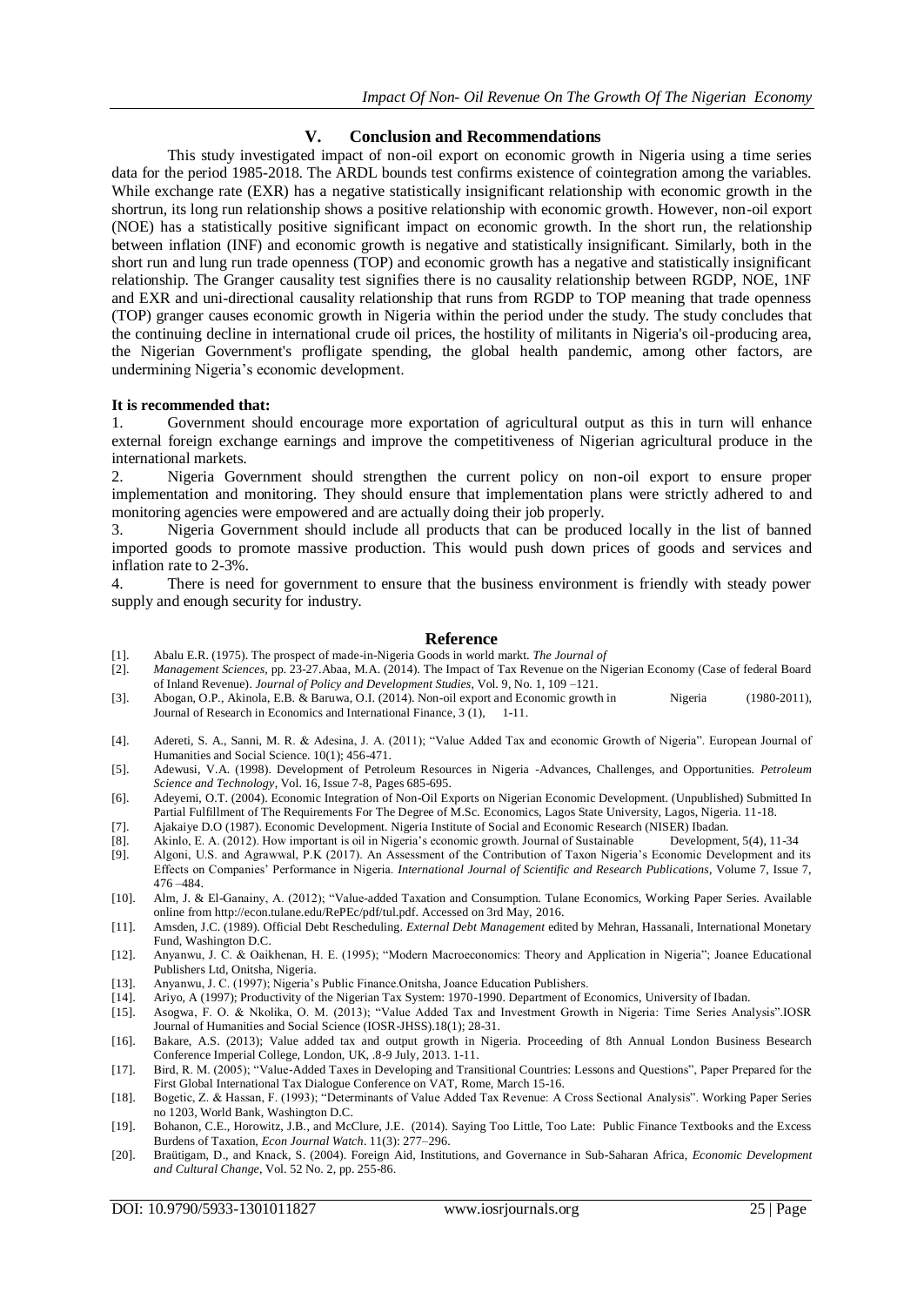## V. Conclusion and Recommendations

This study investigated impact of non-oil export on economic growth in Nigeria using a time series data for the period 1985-2018. The ARDL bounds test confirms existence of cointegration among the variables. While exchange rate (EXR) has a negative statistically insignificant relationship with economic growth in the shortrun, its long run relationship shows a positive relationship with economic growth. However, non-oil export (NOE) has a statistically positive significant impact on economic growth. In the short run, the relationship between inflation (INF) and economic growth is negative and statistically insignificant. Similarly, both in the short run and lung run trade openness (TOP) and economic growth has a negative and statistically insignificant relationship. The Granger causality test signifies there is no causality relationship between RGDP, NOE, 1NF and EXR and uni-directional causality relationship that runs from RGDP to TOP meaning that trade openness (TOP) granger causes economic growth in Nigeria within the period under the study. The study concludes that the continuing decline in international crude oil prices, the hostility of militants in Nigeria's oil-producing area, the Nigerian Government's profligate spending, the global health pandemic, among other factors, are undermining Nigeria's economic development.

**It is recommended that:**

1. Government should encourage more exportation of agricultural output as this in turn will enhance external foreign exchange earnings and improve the competitiveness of Nigerian agricultural produce in the international markets.
2. Nigeria Government should strengthen the current policy on non-oil export to ensure proper implementation and monitoring. They should ensure that implementation plans were strictly adhered to and monitoring agencies were empowered and are actually doing their job properly.
3. Nigeria Government should include all products that can be produced locally in the list of banned imported goods to promote massive production. This would push down prices of goods and services and inflation rate to 2-3%.
4. There is need for government to ensure that the business environment is friendly with steady power supply and enough security for industry.

## Reference

[1]. Abalu E.R. (1975). The prospect of made-in-Nigeria Goods in world markt. *The Journal of*

[2]. *Management Sciences*, pp. 23-27.Abaa, M.A. (2014). The Impact of Tax Revenue on the Nigerian Economy (Case of federal Board of Inland Revenue). *Journal of Policy and Development Studies*, Vol. 9, No. 1, 109 –121.

[3]. Abogan, O.P., Akinola, E.B. & Baruwa, O.I. (2014). Non-oil export and Economic growth in Nigeria (1980-2011), Journal of Research in Economics and International Finance, 3 (1), 1-11.

[4]. Adereti, S. A., Sanni, M. R. & Adesina, J. A. (2011); "Value Added Tax and economic Growth of Nigeria". European Journal of Humanities and Social Science. 10(1); 456-471.

[5]. Adewusi, V.A. (1998). Development of Petroleum Resources in Nigeria -Advances, Challenges, and Opportunities. *Petroleum Science and Technology*, Vol. 16, Issue 7-8, Pages 685-695.

[6]. Adeyemi, O.T. (2004). Economic Integration of Non-Oil Exports on Nigerian Economic Development. (Unpublished) Submitted In Partial Fulfillment of The Requirements For The Degree of M.Sc. Economics, Lagos State University, Lagos, Nigeria. 11-18.

[7]. Ajakaiye D.O (1987). Economic Development. Nigeria Institute of Social and Economic Research (NISER) Ibadan.

[8]. Akinlo, E. A. (2012). How important is oil in Nigeria's economic growth. Journal of Sustainable Development, 5(4), 11-34

[9]. Algoni, U.S. and Agrawwal, P.K (2017). An Assessment of the Contribution of Taxon Nigeria's Economic Development and its Effects on Companies' Performance in Nigeria. *International Journal of Scientific and Research Publications*, Volume 7, Issue 7, 476 –484.

[10]. Alm, J. & El-Ganainy, A. (2012); "Value-added Taxation and Consumption. Tulane Economics, Working Paper Series. Available online from http://econ.tulane.edu/RePEc/pdf/tul.pdf. Accessed on 3rd May, 2016.

[11]. Amsden, J.C. (1989). Official Debt Rescheduling. *External Debt Management* edited by Mehran, Hassanali, International Monetary Fund, Washington D.C.

[12]. Anyanwu, J. C. & Oaikhenan, H. E. (1995); "Modern Macroeconomics: Theory and Application in Nigeria"; Joanee Educational Publishers Ltd, Onitsha, Nigeria.

[13]. Anyanwu, J. C. (1997); Nigeria's Public Finance.Onitsha, Joance Education Publishers.

[14]. Ariyo, A (1997); Productivity of the Nigerian Tax System: 1970-1990. Department of Economics, University of Ibadan.

[15]. Asogwa, F. O. & Nkolika, O. M. (2013); "Value Added Tax and Investment Growth in Nigeria: Time Series Analysis".IOSR Journal of Humanities and Social Science (IOSR-JHSS).18(1); 28-31.

[16]. Bakare, A.S. (2013); Value added tax and output growth in Nigeria. Proceeding of 8th Annual London Business Besearch Conference Imperial College, London, UK, .8-9 July, 2013. 1-11.

[17]. Bird, R. M. (2005); "Value-Added Taxes in Developing and Transitional Countries: Lessons and Questions", Paper Prepared for the First Global International Tax Dialogue Conference on VAT, Rome, March 15-16.

[18]. Bogetic, Z. & Hassan, F. (1993); "Determinants of Value Added Tax Revenue: A Cross Sectional Analysis". Working Paper Series no 1203, World Bank, Washington D.C.

[19]. Bohanon, C.E., Horowitz, J.B., and McClure, J.E. (2014). Saying Too Little, Too Late: Public Finance Textbooks and the Excess Burdens of Taxation, *Econ Journal Watch*. 11(3): 277–296.

[20]. Braütigam, D., and Knack, S. (2004). Foreign Aid, Institutions, and Governance in Sub-Saharan Africa, *Economic Development and Cultural Change*, Vol. 52 No. 2, pp. 255-86.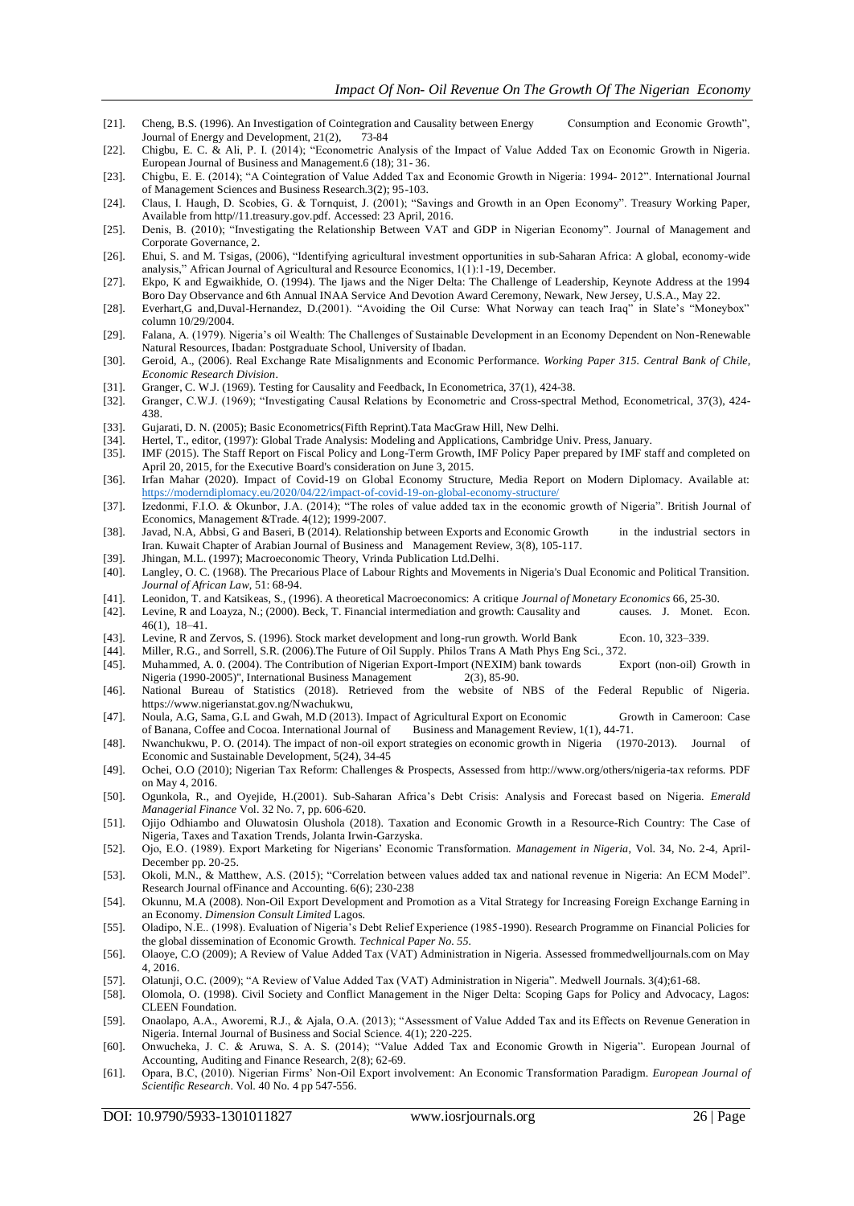[21]. Cheng, B.S. (1996). An Investigation of Cointegration and Causality between Energy Consumption and Economic Growth", Journal of Energy and Development, 21(2), 73-84

[22]. Chigbu, E. C. & Ali, P. I. (2014); "Econometric Analysis of the Impact of Value Added Tax on Economic Growth in Nigeria. European Journal of Business and Management.6 (18); 31- 36.

[23]. Chigbu, E. E. (2014); "A Cointegration of Value Added Tax and Economic Growth in Nigeria: 1994- 2012". International Journal of Management Sciences and Business Research.3(2); 95-103.

[24]. Claus, I. Haugh, D. Scobies, G. & Tornquist, J. (2001); "Savings and Growth in an Open Economy". Treasury Working Paper, Available from http//11.treasury.gov.pdf. Accessed: 23 April, 2016.

[25]. Denis, B. (2010); "Investigating the Relationship Between VAT and GDP in Nigerian Economy". Journal of Management and Corporate Governance, 2.

[26]. Ehui, S. and M. Tsigas, (2006), "Identifying agricultural investment opportunities in sub-Saharan Africa: A global, economy-wide analysis," African Journal of Agricultural and Resource Economics, 1(1):1-19, December.

[27]. Ekpo, K and Egwaikhide, O. (1994). The Ijaws and the Niger Delta: The Challenge of Leadership, Keynote Address at the 1994 Boro Day Observance and 6th Annual INAA Service And Devotion Award Ceremony, Newark, New Jersey, U.S.A., May 22.

[28]. Everhart,G and,Duval-Hernandez, D.(2001). "Avoiding the Oil Curse: What Norway can teach Iraq" in Slate's "Moneybox" column 10/29/2004.

[29]. Falana, A. (1979). Nigeria's oil Wealth: The Challenges of Sustainable Development in an Economy Dependent on Non-Renewable Natural Resources, Ibadan: Postgraduate School, University of Ibadan.

[30]. Geroid, A., (2006). Real Exchange Rate Misalignments and Economic Performance. *Working Paper 315. Central Bank of Chile, Economic Research Division*.

[31]. Granger, C. W.J. (1969). Testing for Causality and Feedback, In Econometrica, 37(1), 424-38.

[32]. Granger, C.W.J. (1969); "Investigating Causal Relations by Econometric and Cross-spectral Method, Econometrical, 37(3), 424-438.

[33]. Gujarati, D. N. (2005); Basic Econometrics(Fifth Reprint).Tata MacGraw Hill, New Delhi.

[34]. Hertel, T., editor, (1997): Global Trade Analysis: Modeling and Applications, Cambridge Univ. Press, January.

[35]. IMF (2015). The Staff Report on Fiscal Policy and Long-Term Growth, IMF Policy Paper prepared by IMF staff and completed on April 20, 2015, for the Executive Board's consideration on June 3, 2015.

[36]. Irfan Mahar (2020). Impact of Covid-19 on Global Economy Structure, Media Report on Modern Diplomacy. Available at: https://moderndiplomacy.eu/2020/04/22/impact-of-covid-19-on-global-economy-structure/

[37]. Izedonmi, F.I.O. & Okunbor, J.A. (2014); "The roles of value added tax in the economic growth of Nigeria". British Journal of Economics, Management &Trade. 4(12); 1999-2007.

[38]. Javad, N.A, Abbsi, G and Baseri, B (2014). Relationship between Exports and Economic Growth in the industrial sectors in Iran. Kuwait Chapter of Arabian Journal of Business and Management Review, 3(8), 105-117.

[39]. Jhingan, M.L. (1997); Macroeconomic Theory, Vrinda Publication Ltd.Delhi.

[40]. Langley, O. C. (1968). The Precarious Place of Labour Rights and Movements in Nigeria's Dual Economic and Political Transition. *Journal of African Law*, 51: 68-94.

[41]. Leonidon, T. and Katsikeas, S., (1996). A theoretical Macroeconomics: A critique *Journal of Monetary Economics* 66, 25-30.

[42]. Levine, R and Loayza, N.; (2000). Beck, T. Financial intermediation and growth: Causality and causes. J. Monet. Econ. 46(1), 18–41.

[43]. Levine, R and Zervos, S. (1996). Stock market development and long-run growth. World Bank Econ. 10, 323–339.

[44]. Miller, R.G., and Sorrell, S.R. (2006).The Future of Oil Supply. Philos Trans A Math Phys Eng Sci., 372.

[45]. Muhammed, A. 0. (2004). The Contribution of Nigerian Export-Import (NEXIM) bank towards Export (non-oil) Growth in Nigeria (1990-2005)", International Business Management 2(3), 85-90.

[46]. National Bureau of Statistics (2018). Retrieved from the website of NBS of the Federal Republic of Nigeria. https://www.nigerianstat.gov.ng/Nwachukwu,

[47]. Noula, A.G, Sama, G.L and Gwah, M.D (2013). Impact of Agricultural Export on Economic Growth in Cameroon: Case of Banana, Coffee and Cocoa. International Journal of Business and Management Review, 1(1), 44-71.

[48]. Nwanchukwu, P. O. (2014). The impact of non-oil export strategies on economic growth in Nigeria (1970-2013). Journal of Economic and Sustainable Development, 5(24), 34-45

[49]. Ochei, O.O (2010); Nigerian Tax Reform: Challenges & Prospects, Assessed from http://www.org/others/nigeria-tax reforms. PDF on May 4, 2016.

[50]. Ogunkola, R., and Oyejide, H.(2001). Sub-Saharan Africa's Debt Crisis: Analysis and Forecast based on Nigeria. *Emerald Managerial Finance* Vol. 32 No. 7, pp. 606-620.

[51]. Ojijo Odhiambo and Oluwatosin Olushola (2018). Taxation and Economic Growth in a Resource-Rich Country: The Case of Nigeria, Taxes and Taxation Trends, Jolanta Irwin-Garzyska.

[52]. Ojo, E.O. (1989). Export Marketing for Nigerians' Economic Transformation. *Management in Nigeria*, Vol. 34, No. 2-4, April-December pp. 20-25.

[53]. Okoli, M.N., & Matthew, A.S. (2015); "Correlation between values added tax and national revenue in Nigeria: An ECM Model". Research Journal ofFinance and Accounting. 6(6); 230-238

[54]. Okunnu, M.A (2008). Non-Oil Export Development and Promotion as a Vital Strategy for Increasing Foreign Exchange Earning in an Economy. *Dimension Consult Limited* Lagos.

[55]. Oladipo, N.E.. (1998). Evaluation of Nigeria's Debt Relief Experience (1985-1990). Research Programme on Financial Policies for the global dissemination of Economic Growth. *Technical Paper No. 55*.

[56]. Olaoye, C.O (2009); A Review of Value Added Tax (VAT) Administration in Nigeria. Assessed frommedwelljournals.com on May 4, 2016.

[57]. Olatunji, O.C. (2009); "A Review of Value Added Tax (VAT) Administration in Nigeria". Medwell Journals. 3(4);61-68.

[58]. Olomola, O. (1998). Civil Society and Conflict Management in the Niger Delta: Scoping Gaps for Policy and Advocacy, Lagos: CLEEN Foundation.

[59]. Onaolapo, A.A., Aworemi, R.J., & Ajala, O.A. (2013); "Assessment of Value Added Tax and its Effects on Revenue Generation in Nigeria. Internal Journal of Business and Social Science. 4(1); 220-225.

[60]. Onwucheka, J. C. & Aruwa, S. A. S. (2014); "Value Added Tax and Economic Growth in Nigeria". European Journal of Accounting, Auditing and Finance Research, 2(8); 62-69.

[61]. Opara, B.C, (2010). Nigerian Firms' Non-Oil Export involvement: An Economic Transformation Paradigm. *European Journal of Scientific Research*. Vol. 40 No. 4 pp 547-556.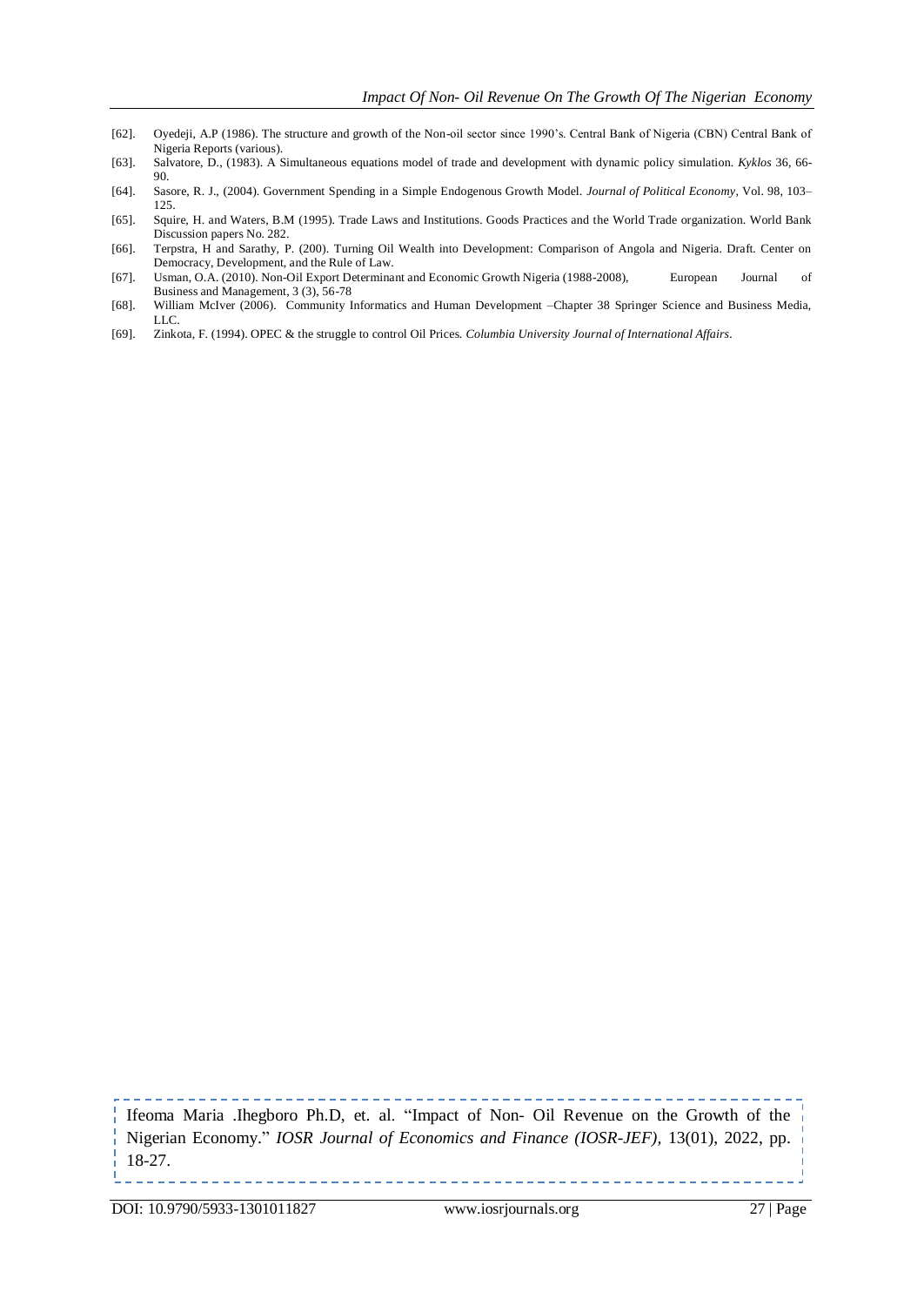[62]. Oyedeji, A.P (1986). The structure and growth of the Non-oil sector since 1990's. Central Bank of Nigeria (CBN) Central Bank of Nigeria Reports (various).

[63]. Salvatore, D., (1983). A Simultaneous equations model of trade and development with dynamic policy simulation. *Kyklos* 36, 66-90.

[64]. Sasore, R. J., (2004). Government Spending in a Simple Endogenous Growth Model. *Journal of Political Economy*, Vol. 98, 103–125.

[65]. Squire, H. and Waters, B.M (1995). Trade Laws and Institutions. Goods Practices and the World Trade organization. World Bank Discussion papers No. 282.

[66]. Terpstra, H and Sarathy, P. (200). Turning Oil Wealth into Development: Comparison of Angola and Nigeria. Draft. Center on Democracy, Development, and the Rule of Law.

[67]. Usman, O.A. (2010). Non-Oil Export Determinant and Economic Growth Nigeria (1988-2008), European Journal of Business and Management, 3 (3), 56-78

[68]. William McIver (2006). Community Informatics and Human Development –Chapter 38 Springer Science and Business Media, LLC.

[69]. Zinkota, F. (1994). OPEC & the struggle to control Oil Prices. *Columbia University Journal of International Affairs*.

Ifeoma Maria .Ihegboro Ph.D, et. al. "Impact of Non- Oil Revenue on the Growth of the Nigerian Economy." *IOSR Journal of Economics and Finance (IOSR-JEF)*, 13(01), 2022, pp. 18-27.